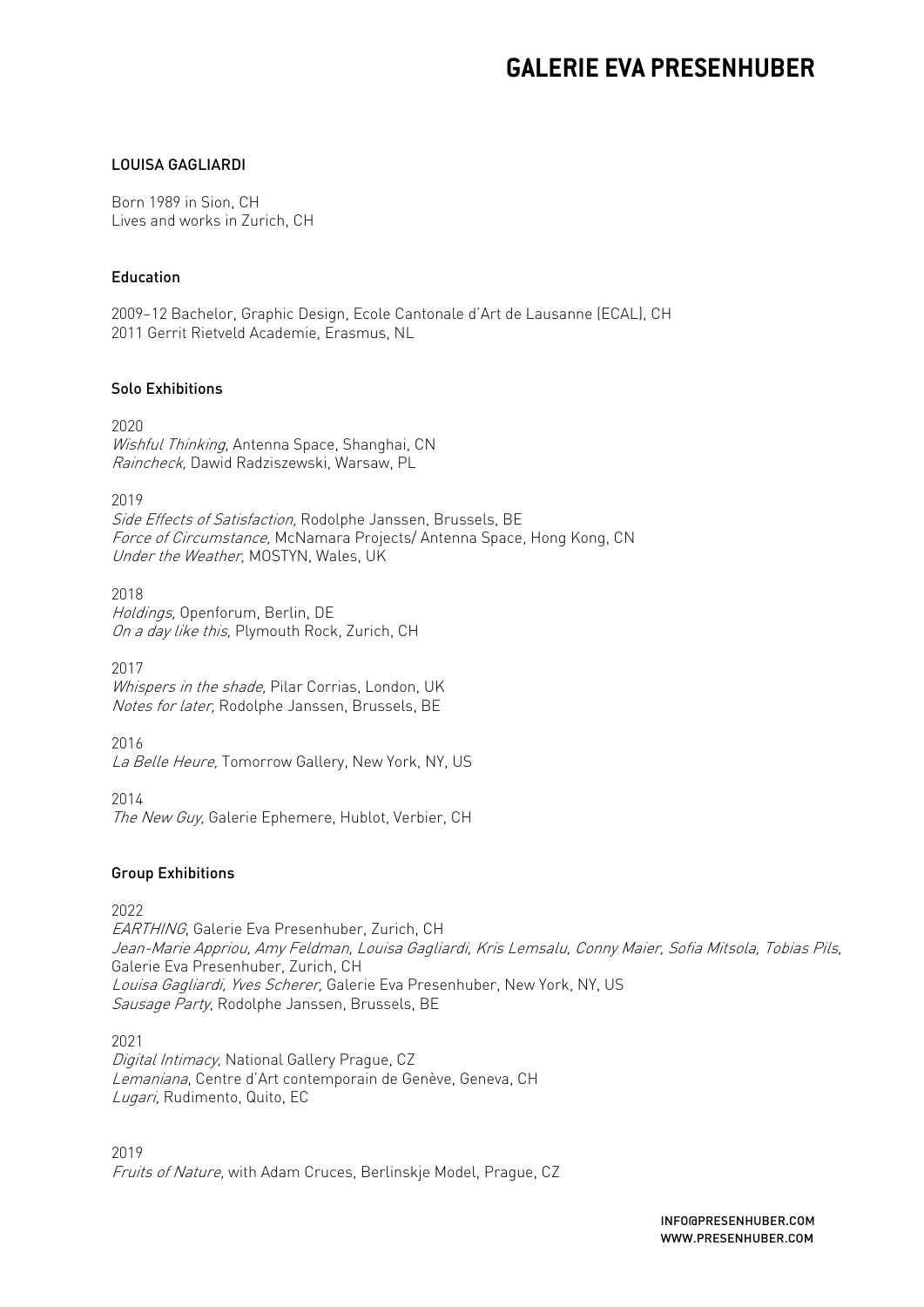# GALERIE EVA PRESENHUBER

## LOUISA GAGLIARDI

Born 1989 in Sion, CH
Lives and works in Zurich, CH

### Education

2009–12 Bachelor, Graphic Design, Ecole Cantonale d'Art de Lausanne (ECAL), CH
2011 Gerrit Rietveld Academie, Erasmus, NL

### Solo Exhibitions

2020
*Wishful Thinking*, Antenna Space, Shanghai, CN
*Raincheck,* Dawid Radziszewski, Warsaw, PL

2019
*Side Effects of Satisfaction,* Rodolphe Janssen, Brussels, BE
*Force of Circumstance,* McNamara Projects/ Antenna Space, Hong Kong, CN
*Under the Weather,* MOSTYN, Wales, UK

2018
*Holdings,* Openforum, Berlin, DE
*On a day like this,* Plymouth Rock, Zurich, CH

2017
*Whispers in the shade,* Pilar Corrias, London, UK
*Notes for later,* Rodolphe Janssen, Brussels, BE

2016
*La Belle Heure,* Tomorrow Gallery, New York, NY, US

2014
*The New Guy,* Galerie Ephemere, Hublot, Verbier, CH

### Group Exhibitions

2022
*EARTHING*, Galerie Eva Presenhuber, Zurich, CH
*Jean-Marie Appriou, Amy Feldman, Louisa Gagliardi, Kris Lemsalu, Conny Maier, Sofia Mitsola, Tobias Pils*, Galerie Eva Presenhuber, Zurich, CH
*Louisa Gagliardi, Yves Scherer,* Galerie Eva Presenhuber, New York, NY, US
*Sausage Party*, Rodolphe Janssen, Brussels, BE

2021
*Digital Intimacy*, National Gallery Prague, CZ
*Lemaniana*, Centre d'Art contemporain de Genève, Geneva, CH
*Lugari*, Rudimento, Quito, EC

2019
*Fruits of Nature,* with Adam Cruces, Berlinskje Model, Prague, CZ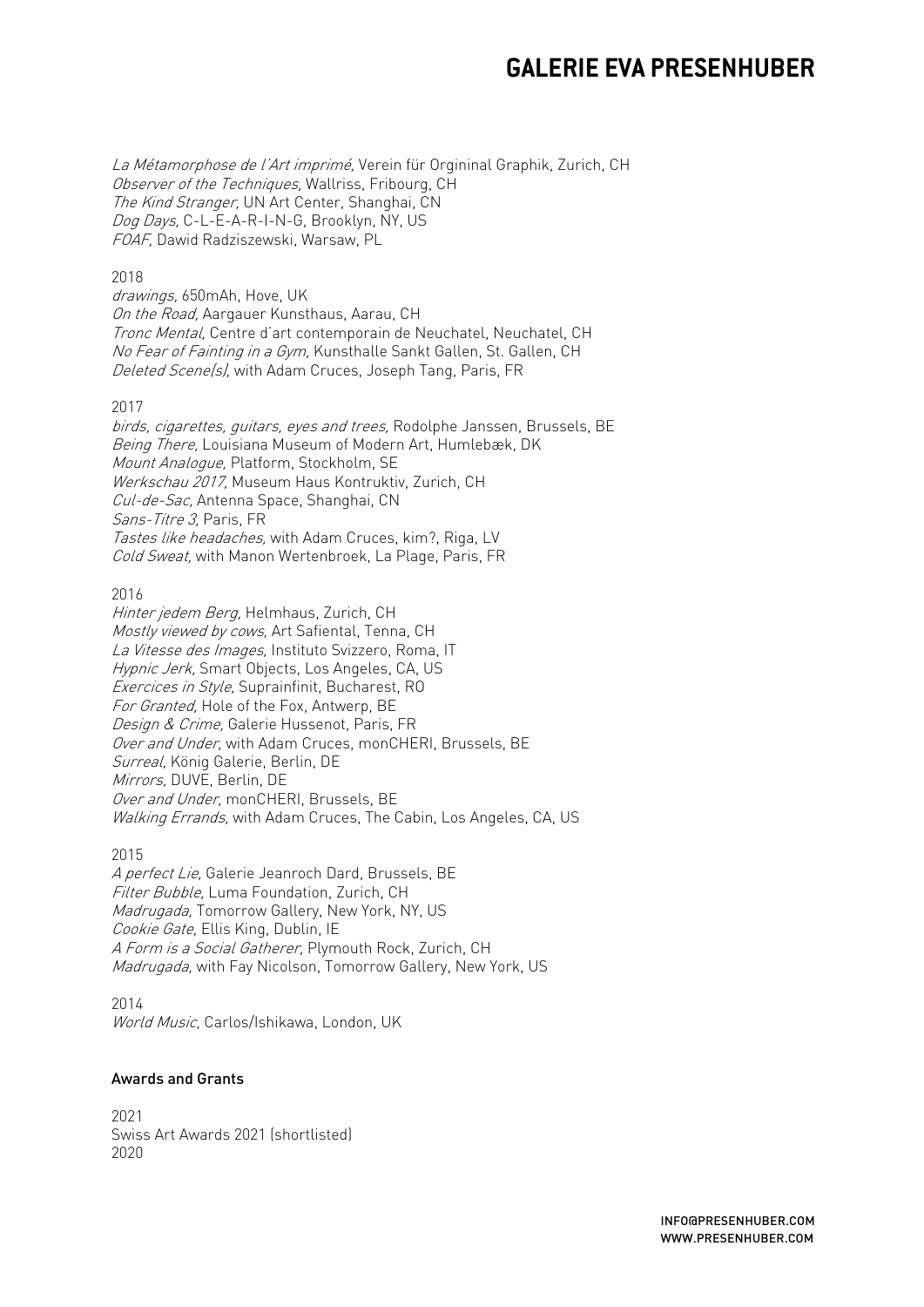*La Métamorphose de l'Art imprimé,* Verein für Orgininal Graphik, Zurich, CH
*Observer of the Techniques,* Wallriss, Fribourg, CH
*The Kind Stranger,* UN Art Center, Shanghai, CN
*Dog Days,* C-L-E-A-R-I-N-G, Brooklyn, NY, US
*FOAF,* Dawid Radziszewski, Warsaw, PL

2018
*drawings,* 650mAh, Hove, UK
*On the Road,* Aargauer Kunsthaus, Aarau, CH
*Tronc Mental,* Centre d'art contemporain de Neuchatel, Neuchatel, CH
*No Fear of Fainting in a Gym,* Kunsthalle Sankt Gallen, St. Gallen, CH
*Deleted Scene(s),* with Adam Cruces, Joseph Tang, Paris, FR

2017
*birds, cigarettes, guitars, eyes and trees,* Rodolphe Janssen, Brussels, BE
*Being There,* Louisiana Museum of Modern Art, Humlebæk, DK
*Mount Analogue,* Platform, Stockholm, SE
*Werkschau 2017,* Museum Haus Kontruktiv, Zurich, CH
*Cul-de-Sac,* Antenna Space, Shanghai, CN
*Sans-Titre 3,* Paris, FR
*Tastes like headaches,* with Adam Cruces, kim?, Riga, LV
*Cold Sweat,* with Manon Wertenbroek, La Plage, Paris, FR

2016
*Hinter jedem Berg,* Helmhaus, Zurich, CH
*Mostly viewed by cows,* Art Safiental, Tenna, CH
*La Vitesse des Images,* Instituto Svizzero, Roma, IT
*Hypnic Jerk,* Smart Objects, Los Angeles, CA, US
*Exercices in Style,* Suprainfinit, Bucharest, RO
*For Granted,* Hole of the Fox, Antwerp, BE
*Design & Crime,* Galerie Hussenot, Paris, FR
*Over and Under,* with Adam Cruces, monCHERI, Brussels, BE
*Surreal,* König Galerie, Berlin, DE
*Mirrors,* DUVE, Berlin, DE
*Over and Under,* monCHERI, Brussels, BE
*Walking Errands,* with Adam Cruces, The Cabin, Los Angeles, CA, US

2015
*A perfect Lie,* Galerie Jeanroch Dard, Brussels, BE
*Filter Bubble,* Luma Foundation, Zurich, CH
*Madrugada,* Tomorrow Gallery, New York, NY, US
*Cookie Gate,* Ellis King, Dublin, IE
*A Form is a Social Gatherer,* Plymouth Rock, Zurich, CH
*Madrugada,* with Fay Nicolson, Tomorrow Gallery, New York, US

2014
*World Music,* Carlos/Ishikawa, London, UK

**Awards and Grants**

2021
Swiss Art Awards 2021 (shortlisted)
2020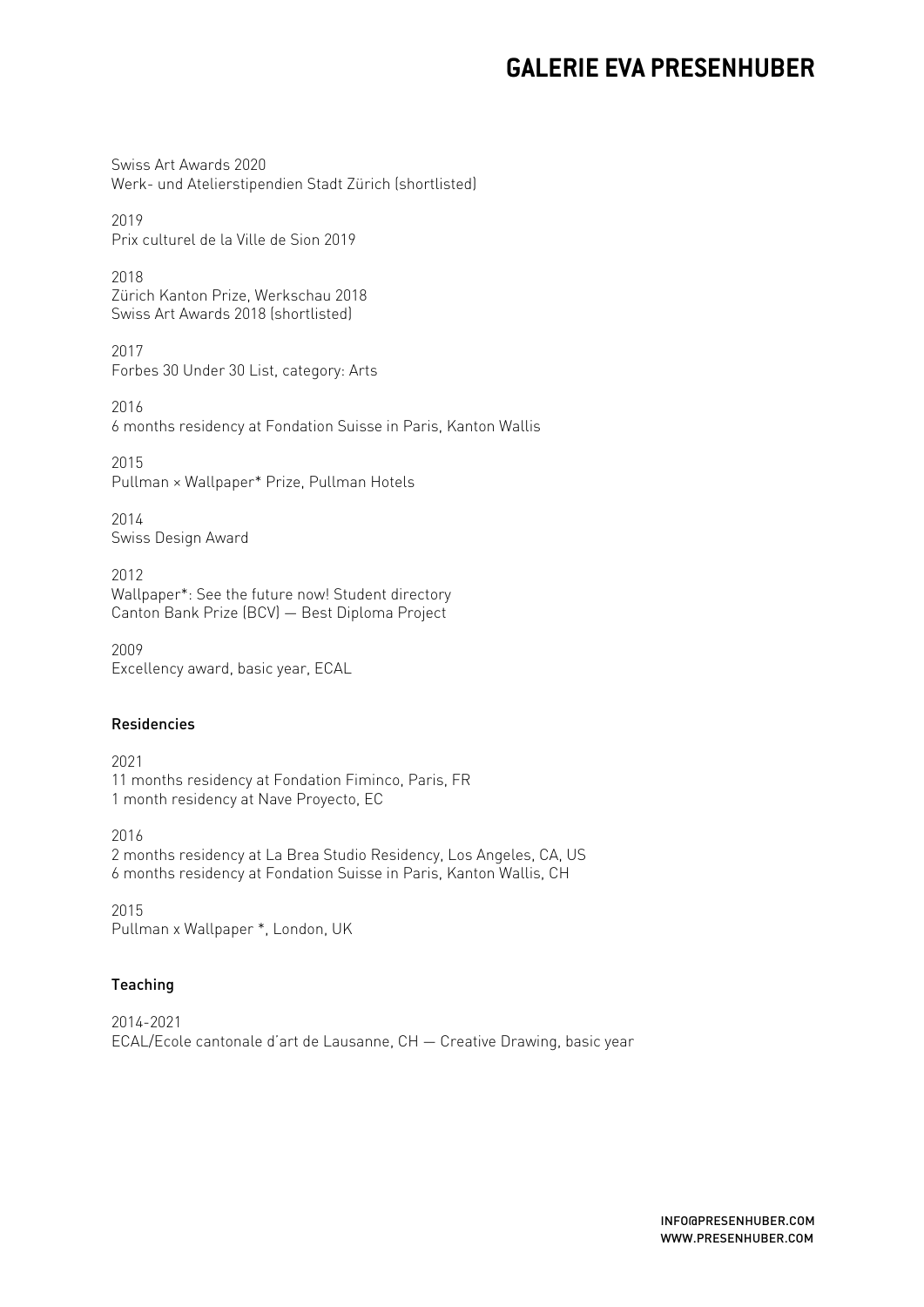Swiss Art Awards 2020
Werk- und Atelierstipendien Stadt Zürich (shortlisted)

2019
Prix culturel de la Ville de Sion 2019

2018
Zürich Kanton Prize, Werkschau 2018
Swiss Art Awards 2018 (shortlisted)

2017
Forbes 30 Under 30 List, category: Arts

2016
6 months residency at Fondation Suisse in Paris, Kanton Wallis

2015
Pullman × Wallpaper* Prize, Pullman Hotels

2014
Swiss Design Award

2012
Wallpaper*: See the future now! Student directory
Canton Bank Prize (BCV) — Best Diploma Project

2009
Excellency award, basic year, ECAL

## Residencies

2021
11 months residency at Fondation Fiminco, Paris, FR
1 month residency at Nave Proyecto, EC

2016
2 months residency at La Brea Studio Residency, Los Angeles, CA, US
6 months residency at Fondation Suisse in Paris, Kanton Wallis, CH

2015
Pullman x Wallpaper *, London, UK

## Teaching

2014-2021
ECAL/Ecole cantonale d'art de Lausanne, CH — Creative Drawing, basic year